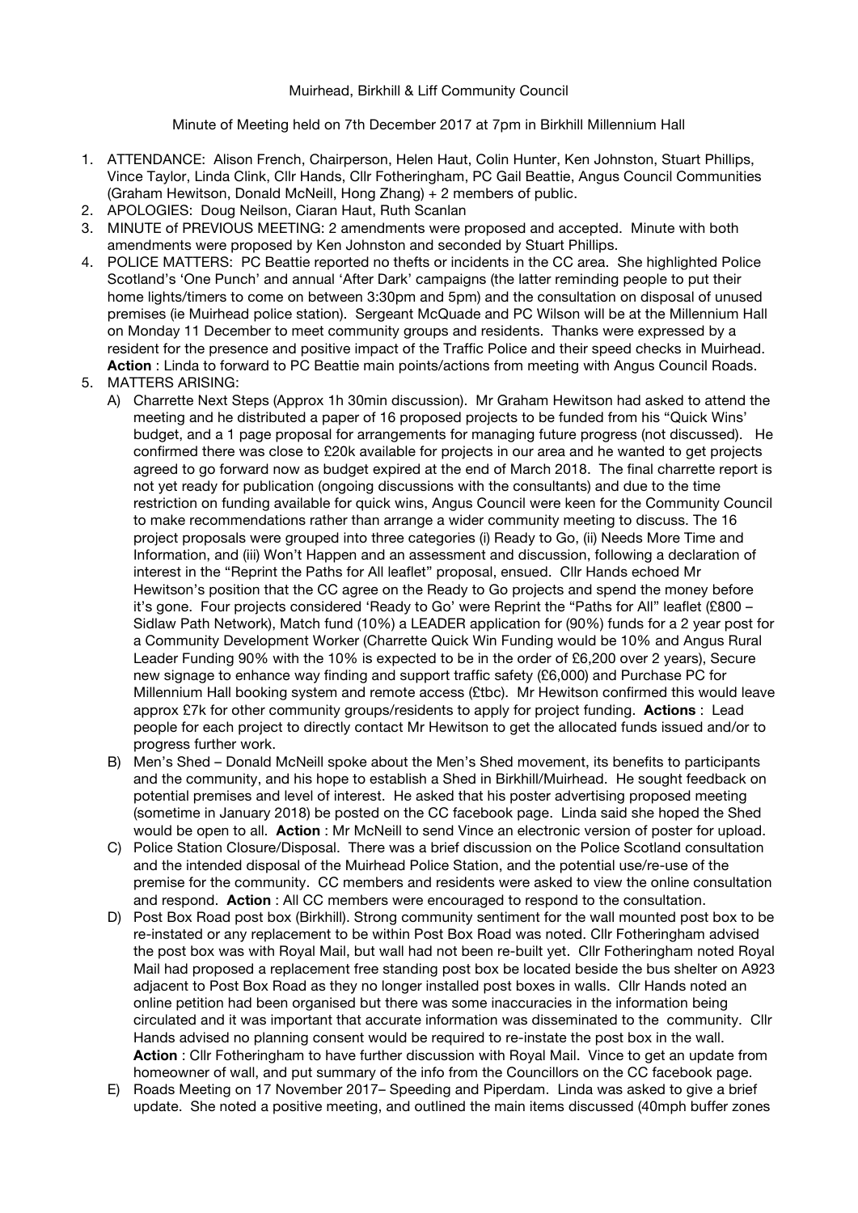Muirhead, Birkhill & Liff Community Council

Minute of Meeting held on 7th December 2017 at 7pm in Birkhill Millennium Hall

1. ATTENDANCE: Alison French, Chairperson, Helen Haut, Colin Hunter, Ken Johnston, Stuart Phillips, Vince Taylor, Linda Clink, Cllr Hands, Cllr Fotheringham, PC Gail Beattie, Angus Council Communities (Graham Hewitson, Donald McNeill, Hong Zhang) + 2 members of public.
2. APOLOGIES: Doug Neilson, Ciaran Haut, Ruth Scanlan
3. MINUTE of PREVIOUS MEETING: 2 amendments were proposed and accepted. Minute with both amendments were proposed by Ken Johnston and seconded by Stuart Phillips.
4. POLICE MATTERS: PC Beattie reported no thefts or incidents in the CC area. She highlighted Police Scotland's 'One Punch' and annual 'After Dark' campaigns (the latter reminding people to put their home lights/timers to come on between 3:30pm and 5pm) and the consultation on disposal of unused premises (ie Muirhead police station). Sergeant McQuade and PC Wilson will be at the Millennium Hall on Monday 11 December to meet community groups and residents. Thanks were expressed by a resident for the presence and positive impact of the Traffic Police and their speed checks in Muirhead. **Action** : Linda to forward to PC Beattie main points/actions from meeting with Angus Council Roads.
5. MATTERS ARISING:
   A) Charrette Next Steps (Approx 1h 30min discussion). Mr Graham Hewitson had asked to attend the meeting and he distributed a paper of 16 proposed projects to be funded from his "Quick Wins" budget, and a 1 page proposal for arrangements for managing future progress (not discussed). He confirmed there was close to £20k available for projects in our area and he wanted to get projects agreed to go forward now as budget expired at the end of March 2018. The final charrette report is not yet ready for publication (ongoing discussions with the consultants) and due to the time restriction on funding available for quick wins, Angus Council were keen for the Community Council to make recommendations rather than arrange a wider community meeting to discuss. The 16 project proposals were grouped into three categories (i) Ready to Go, (ii) Needs More Time and Information, and (iii) Won't Happen and an assessment and discussion, following a declaration of interest in the "Reprint the Paths for All leaflet" proposal, ensued. Cllr Hands echoed Mr Hewitson's position that the CC agree on the Ready to Go projects and spend the money before it's gone. Four projects considered 'Ready to Go' were Reprint the "Paths for All" leaflet (£800 – Sidlaw Path Network), Match fund (10%) a LEADER application for (90%) funds for a 2 year post for a Community Development Worker (Charrette Quick Win Funding would be 10% and Angus Rural Leader Funding 90% with the 10% is expected to be in the order of £6,200 over 2 years), Secure new signage to enhance way finding and support traffic safety (£6,000) and Purchase PC for Millennium Hall booking system and remote access (£tbc). Mr Hewitson confirmed this would leave approx £7k for other community groups/residents to apply for project funding. **Actions** : Lead people for each project to directly contact Mr Hewitson to get the allocated funds issued and/or to progress further work.
   B) Men's Shed – Donald McNeill spoke about the Men's Shed movement, its benefits to participants and the community, and his hope to establish a Shed in Birkhill/Muirhead. He sought feedback on potential premises and level of interest. He asked that his poster advertising proposed meeting (sometime in January 2018) be posted on the CC facebook page. Linda said she hoped the Shed would be open to all. **Action** : Mr McNeill to send Vince an electronic version of poster for upload.
   C) Police Station Closure/Disposal. There was a brief discussion on the Police Scotland consultation and the intended disposal of the Muirhead Police Station, and the potential use/re-use of the premise for the community. CC members and residents were asked to view the online consultation and respond. **Action** : All CC members were encouraged to respond to the consultation.
   D) Post Box Road post box (Birkhill). Strong community sentiment for the wall mounted post box to be re-instated or any replacement to be within Post Box Road was noted. Cllr Fotheringham advised the post box was with Royal Mail, but wall had not been re-built yet. Cllr Fotheringham noted Royal Mail had proposed a replacement free standing post box be located beside the bus shelter on A923 adjacent to Post Box Road as they no longer installed post boxes in walls. Cllr Hands noted an online petition had been organised but there was some inaccuracies in the information being circulated and it was important that accurate information was disseminated to the community. Cllr Hands advised no planning consent would be required to re-instate the post box in the wall. **Action** : Cllr Fotheringham to have further discussion with Royal Mail. Vince to get an update from homeowner of wall, and put summary of the info from the Councillors on the CC facebook page.
   E) Roads Meeting on 17 November 2017– Speeding and Piperdam. Linda was asked to give a brief update. She noted a positive meeting, and outlined the main items discussed (40mph buffer zones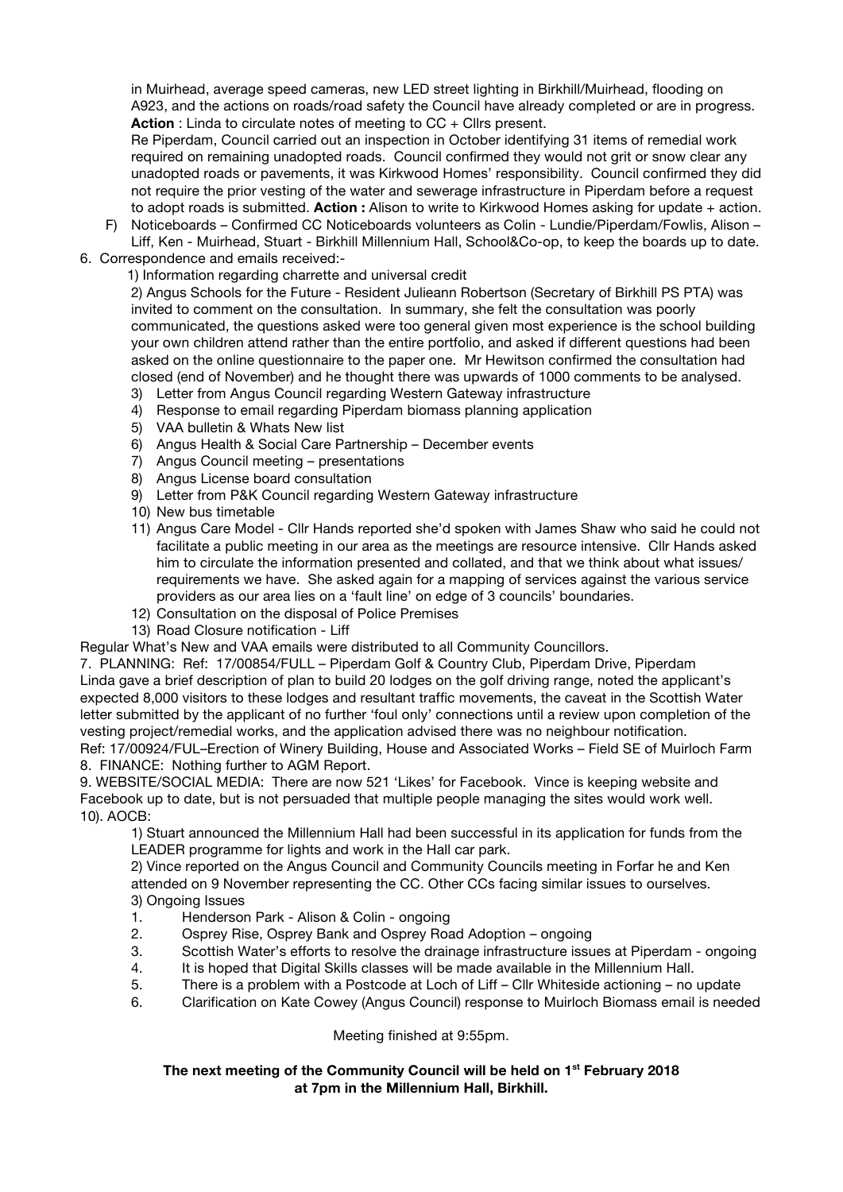in Muirhead, average speed cameras, new LED street lighting in Birkhill/Muirhead, flooding on A923, and the actions on roads/road safety the Council have already completed or are in progress. **Action** : Linda to circulate notes of meeting to CC + Cllrs present.

Re Piperdam, Council carried out an inspection in October identifying 31 items of remedial work required on remaining unadopted roads. Council confirmed they would not grit or snow clear any unadopted roads or pavements, it was Kirkwood Homes' responsibility. Council confirmed they did not require the prior vesting of the water and sewerage infrastructure in Piperdam before a request to adopt roads is submitted. **Action :** Alison to write to Kirkwood Homes asking for update + action.

F) Noticeboards – Confirmed CC Noticeboards volunteers as Colin - Lundie/Piperdam/Fowlis, Alison – Liff, Ken - Muirhead, Stuart - Birkhill Millennium Hall, School&Co-op, to keep the boards up to date.

6. Correspondence and emails received:-

1) Information regarding charrette and universal credit

2) Angus Schools for the Future - Resident Julieann Robertson (Secretary of Birkhill PS PTA) was invited to comment on the consultation. In summary, she felt the consultation was poorly communicated, the questions asked were too general given most experience is the school building your own children attend rather than the entire portfolio, and asked if different questions had been asked on the online questionnaire to the paper one. Mr Hewitson confirmed the consultation had closed (end of November) and he thought there was upwards of 1000 comments to be analysed.

3) Letter from Angus Council regarding Western Gateway infrastructure
4) Response to email regarding Piperdam biomass planning application
5) VAA bulletin & Whats New list
6) Angus Health & Social Care Partnership – December events
7) Angus Council meeting – presentations
8) Angus License board consultation
9) Letter from P&K Council regarding Western Gateway infrastructure
10) New bus timetable
11) Angus Care Model - Cllr Hands reported she'd spoken with James Shaw who said he could not facilitate a public meeting in our area as the meetings are resource intensive. Cllr Hands asked him to circulate the information presented and collated, and that we think about what issues/ requirements we have. She asked again for a mapping of services against the various service providers as our area lies on a 'fault line' on edge of 3 councils' boundaries.
12) Consultation on the disposal of Police Premises
13) Road Closure notification - Liff

Regular What's New and VAA emails were distributed to all Community Councillors.

7. PLANNING: Ref: 17/00854/FULL – Piperdam Golf & Country Club, Piperdam Drive, Piperdam
Linda gave a brief description of plan to build 20 lodges on the golf driving range, noted the applicant's expected 8,000 visitors to these lodges and resultant traffic movements, the caveat in the Scottish Water letter submitted by the applicant of no further 'foul only' connections until a review upon completion of the vesting project/remedial works, and the application advised there was no neighbour notification.
Ref: 17/00924/FUL–Erection of Winery Building, House and Associated Works – Field SE of Muirloch Farm

8. FINANCE: Nothing further to AGM Report.

9. WEBSITE/SOCIAL MEDIA: There are now 521 'Likes' for Facebook. Vince is keeping website and Facebook up to date, but is not persuaded that multiple people managing the sites would work well.

10). AOCB:

1) Stuart announced the Millennium Hall had been successful in its application for funds from the LEADER programme for lights and work in the Hall car park.

2) Vince reported on the Angus Council and Community Councils meeting in Forfar he and Ken attended on 9 November representing the CC. Other CCs facing similar issues to ourselves.

3) Ongoing Issues

1. Henderson Park - Alison & Colin - ongoing
2. Osprey Rise, Osprey Bank and Osprey Road Adoption – ongoing
3. Scottish Water's efforts to resolve the drainage infrastructure issues at Piperdam - ongoing
4. It is hoped that Digital Skills classes will be made available in the Millennium Hall.
5. There is a problem with a Postcode at Loch of Liff – Cllr Whiteside actioning – no update
6. Clarification on Kate Cowey (Angus Council) response to Muirloch Biomass email is needed

Meeting finished at 9:55pm.

**The next meeting of the Community Council will be held on 1st February 2018 at 7pm in the Millennium Hall, Birkhill.**